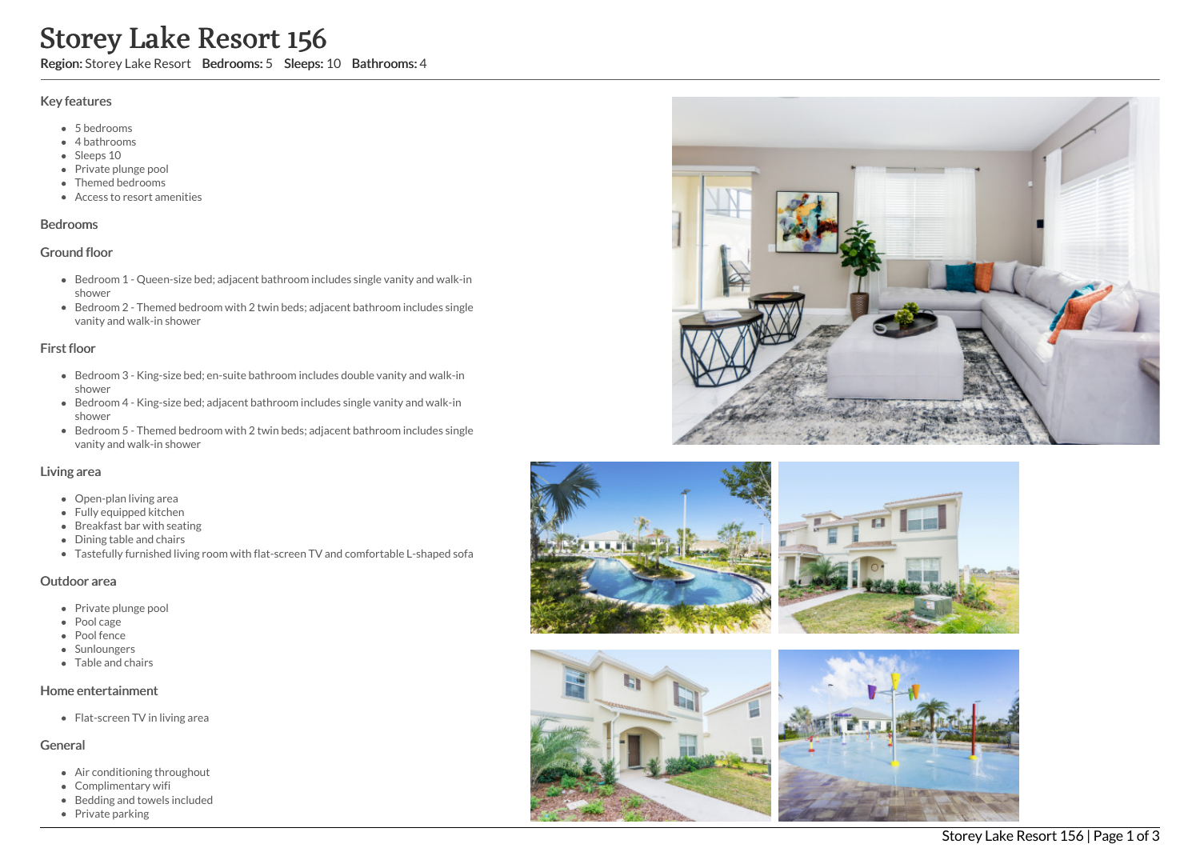# Storey Lake Resort 156

**Region:** Storey Lake Resort **Bedrooms:** 5 **Sleeps:** 10 **Bathrooms:** 4

## Key features

- 5 bedrooms
- 4 bathrooms
- Sleeps 10
- Private plunge pool
- Themed bedrooms
- Access to resort amenities

## Bedrooms

### Ground floor

- Bedroom 1 - Queen-size bed; adjacent bathroom includes single vanity and walk-in shower
- Bedroom 2 - Themed bedroom with 2 twin beds; adjacent bathroom includes single vanity and walk-in shower

### First floor

- Bedroom 3 - King-size bed; en-suite bathroom includes double vanity and walk-in shower
- Bedroom 4 - King-size bed; adjacent bathroom includes single vanity and walk-in shower
- Bedroom 5 - Themed bedroom with 2 twin beds; adjacent bathroom includes single vanity and walk-in shower

## Living area

- Open-plan living area
- Fully equipped kitchen
- Breakfast bar with seating
- Dining table and chairs
- Tastefully furnished living room with flat-screen TV and comfortable L-shaped sofa

## Outdoor area

- Private plunge pool
- Pool cage
- Pool fence
- Sunloungers
- Table and chairs

## Home entertainment

- Flat-screen TV in living area

## General

- Air conditioning throughout
- Complimentary wifi
- Bedding and towels included
- Private parking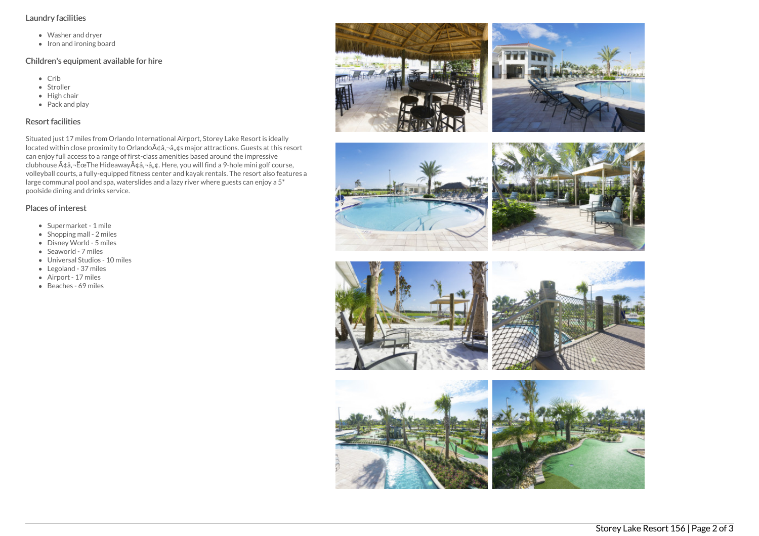## Laundry facilities

- Washer and dryer
- Iron and ironing board

## Children's equipment available for hire

- Crib
- Stroller
- High chair
- Pack and play

## Resort facilities

Situated just 17 miles from Orlando International Airport, Storey Lake Resort is ideally located within close proximity to OrlandoÃ¢â‚¬â„¢s major attractions. Guests at this resort can enjoy full access to a range of first-class amenities based around the impressive clubhouse Ã¢â‚¬ËœThe HideawayÃ¢â‚¬â„¢. Here, you will find a 9-hole mini golf course, volleyball courts, a fully-equipped fitness center and kayak rentals. The resort also features a large communal pool and spa, waterslides and a lazy river where guests can enjoy a 5* poolside dining and drinks service.

## Places of interest

- Supermarket - 1 mile
- Shopping mall - 2 miles
- Disney World - 5 miles
- Seaworld - 7 miles
- Universal Studios - 10 miles
- Legoland - 37 miles
- Airport - 17 miles
- Beaches - 69 miles